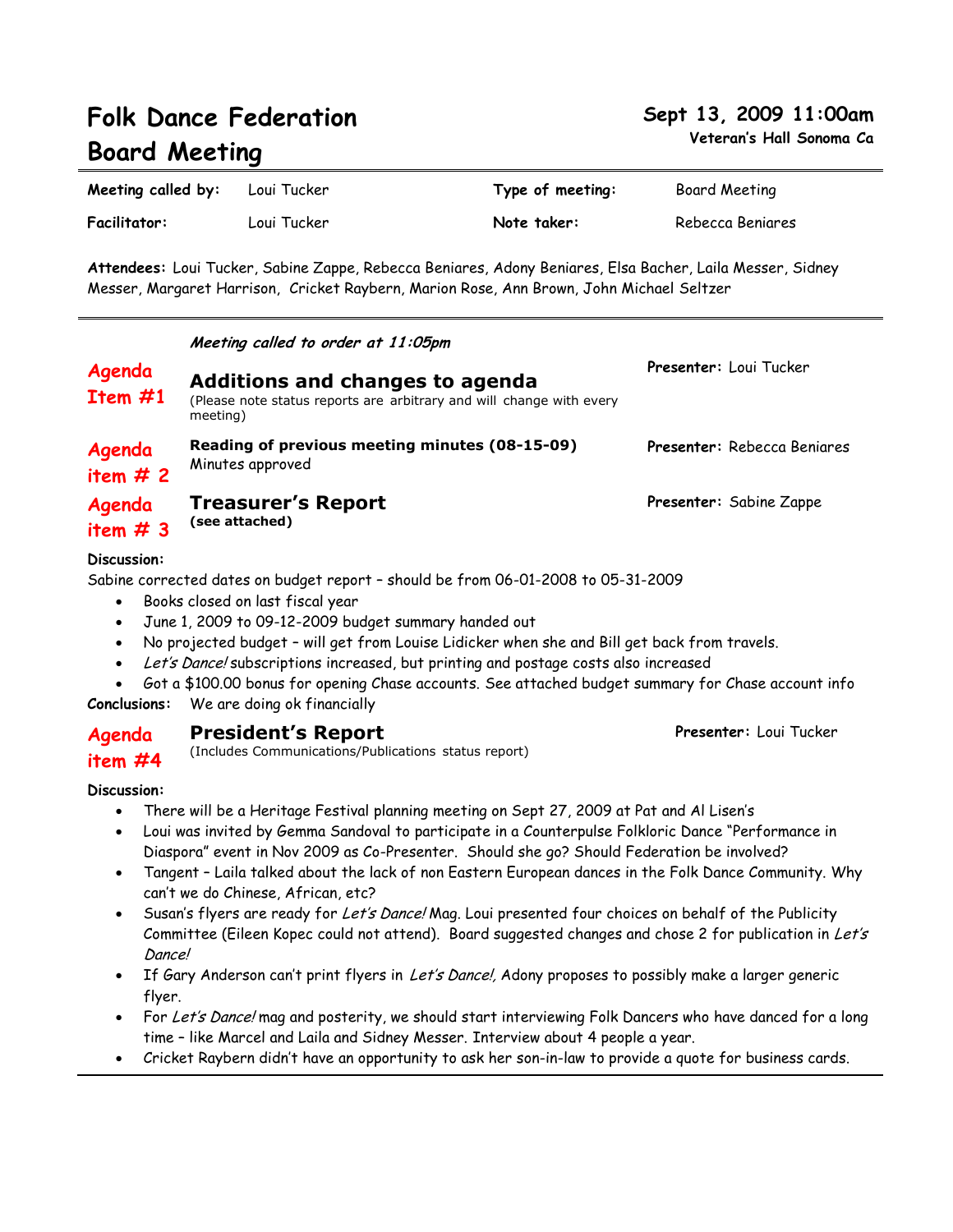# Folk Dance Federation Board Meeting

**Sept 13, 2009 11:00am**

**Veteran's Hall Sonoma Ca**

| | | | |
|---|---|---|---|
| **Meeting called by:** | Loui Tucker | **Type of meeting:** | Board Meeting |
| **Facilitator:** | Loui Tucker | **Note taker:** | Rebecca Beniares |

**Attendees:** Loui Tucker, Sabine Zappe, Rebecca Beniares, Adony Beniares, Elsa Bacher, Laila Messer, Sidney Messer, Margaret Harrison, Cricket Raybern, Marion Rose, Ann Brown, John Michael Seltzer

***Meeting called to order at 11:05pm***

## Agenda Item #1 — Additions and changes to agenda

**Presenter:** Loui Tucker

(Please note status reports are arbitrary and will change with every meeting)

## Agenda item # 2 — Reading of previous meeting minutes (08-15-09)

**Presenter:** Rebecca Beniares

Minutes approved

## Agenda item # 3 — Treasurer's Report

**Presenter:** Sabine Zappe

**(see attached)**

**Discussion:**

Sabine corrected dates on budget report – should be from 06-01-2008 to 05-31-2009

- Books closed on last fiscal year
- June 1, 2009 to 09-12-2009 budget summary handed out
- No projected budget – will get from Louise Lidicker when she and Bill get back from travels.
- *Let's Dance!* subscriptions increased, but printing and postage costs also increased
- Got a $100.00 bonus for opening Chase accounts. See attached budget summary for Chase account info

**Conclusions:** We are doing ok financially

## Agenda item #4 — President's Report

**Presenter:** Loui Tucker

(Includes Communications/Publications status report)

**Discussion:**

- There will be a Heritage Festival planning meeting on Sept 27, 2009 at Pat and Al Lisen's
- Loui was invited by Gemma Sandoval to participate in a Counterpulse Folkloric Dance "Performance in Diaspora" event in Nov 2009 as Co-Presenter. Should she go? Should Federation be involved?
- Tangent – Laila talked about the lack of non Eastern European dances in the Folk Dance Community. Why can't we do Chinese, African, etc?
- Susan's flyers are ready for *Let's Dance!* Mag. Loui presented four choices on behalf of the Publicity Committee (Eileen Kopec could not attend). Board suggested changes and chose 2 for publication in *Let's Dance!*
- If Gary Anderson can't print flyers in *Let's Dance!,* Adony proposes to possibly make a larger generic flyer.
- For *Let's Dance!* mag and posterity, we should start interviewing Folk Dancers who have danced for a long time – like Marcel and Laila and Sidney Messer. Interview about 4 people a year.
- Cricket Raybern didn't have an opportunity to ask her son-in-law to provide a quote for business cards.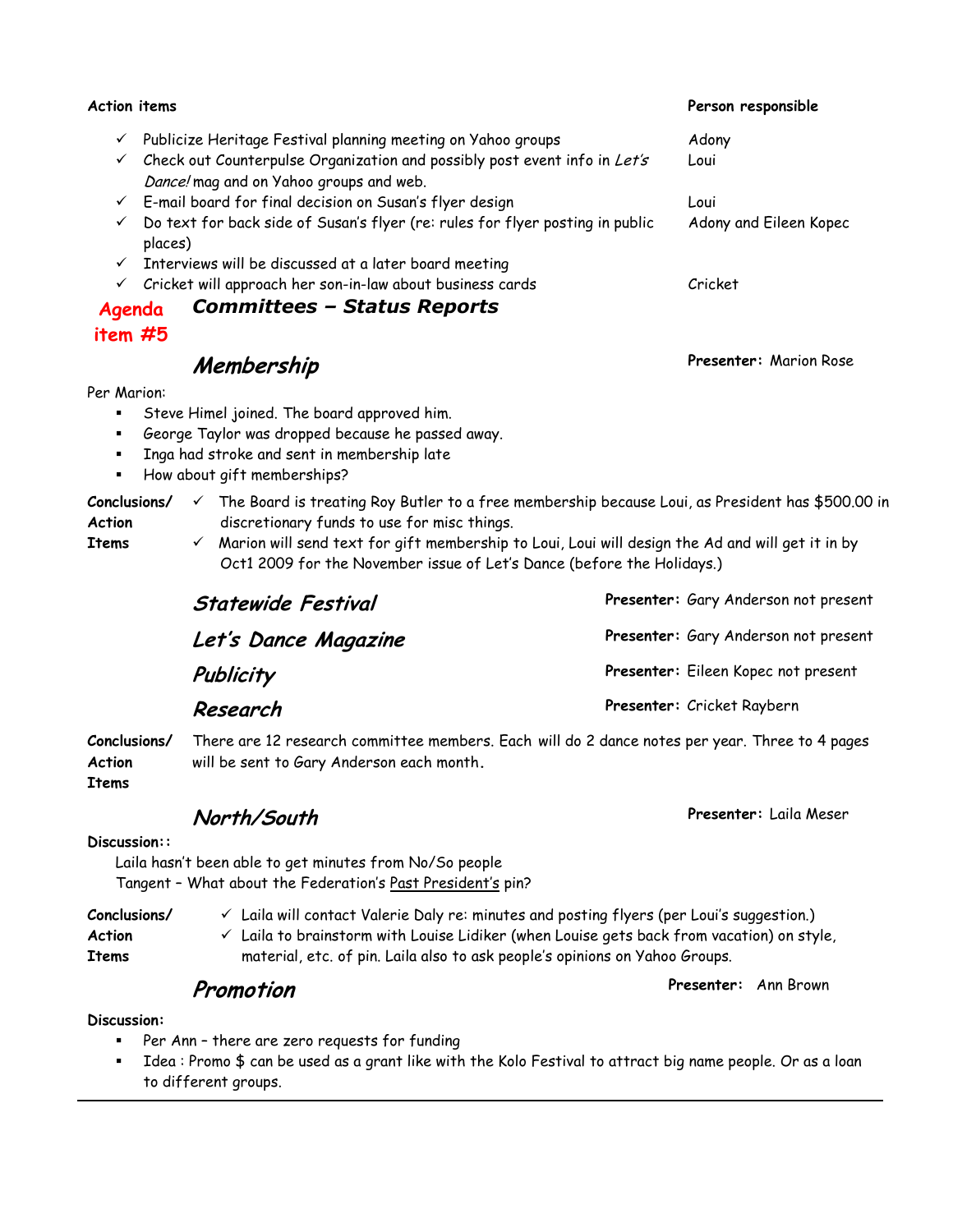| Action items | Person responsible |
| --- | --- |
| ✓ Publicize Heritage Festival planning meeting on Yahoo groups | Adony |
| ✓ Check out Counterpulse Organization and possibly post event info in *Let's Dance!* mag and on Yahoo groups and web. | Loui |
| ✓ E-mail board for final decision on Susan's flyer design | Loui |
| ✓ Do text for back side of Susan's flyer (re: rules for flyer posting in public places) | Adony and Eileen Kopec |
| ✓ Interviews will be discussed at a later board meeting | |
| ✓ Cricket will approach her son-in-law about business cards | Cricket |

**Agenda item #5**

## *Committees – Status Reports*

### *Membership*

**Presenter:** Marion Rose

Per Marion:

- Steve Himel joined. The board approved him.
- George Taylor was dropped because he passed away.
- Inga had stroke and sent in membership late
- How about gift memberships?

**Conclusions/ Action Items**

- ✓ The Board is treating Roy Butler to a free membership because Loui, as President has $500.00 in discretionary funds to use for misc things.
- ✓ Marion will send text for gift membership to Loui, Loui will design the Ad and will get it in by Oct1 2009 for the November issue of Let's Dance (before the Holidays.)

### *Statewide Festival*

**Presenter:** Gary Anderson not present

### *Let's Dance Magazine*

**Presenter:** Gary Anderson not present

### *Publicity*

**Presenter:** Eileen Kopec not present

### *Research*

**Presenter:** Cricket Raybern

**Conclusions/ Action Items**

There are 12 research committee members. Each will do 2 dance notes per year. Three to 4 pages will be sent to Gary Anderson each month.

### *North/South*

**Presenter:** Laila Meser

**Discussion::**

Laila hasn't been able to get minutes from No/So people

Tangent – What about the Federation's Past President's pin?

**Conclusions/ Action Items**

- ✓ Laila will contact Valerie Daly re: minutes and posting flyers (per Loui's suggestion.)
- ✓ Laila to brainstorm with Louise Lidiker (when Louise gets back from vacation) on style, material, etc. of pin. Laila also to ask people's opinions on Yahoo Groups.

### *Promotion*

**Presenter:** Ann Brown

**Discussion:**

- Per Ann – there are zero requests for funding
- Idea : Promo $ can be used as a grant like with the Kolo Festival to attract big name people. Or as a loan to different groups.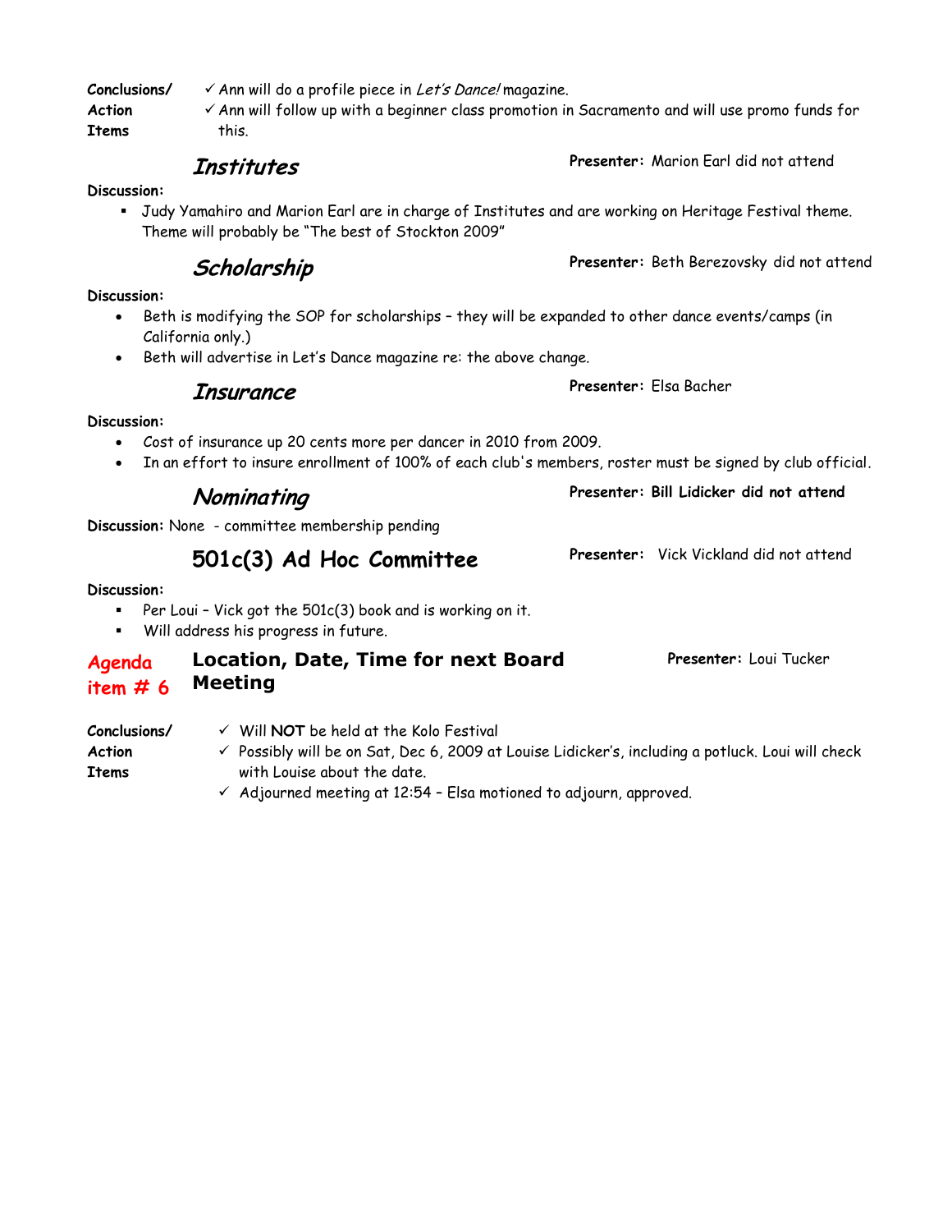**Conclusions/ Action Items**

- ✓ Ann will do a profile piece in *Let's Dance!* magazine.
- ✓ Ann will follow up with a beginner class promotion in Sacramento and will use promo funds for this.

## *Institutes*

**Presenter:** Marion Earl did not attend

**Discussion:**

- Judy Yamahiro and Marion Earl are in charge of Institutes and are working on Heritage Festival theme. Theme will probably be "The best of Stockton 2009"

## *Scholarship*

**Presenter:** Beth Berezovsky did not attend

**Discussion:**

- Beth is modifying the SOP for scholarships – they will be expanded to other dance events/camps (in California only.)
- Beth will advertise in Let's Dance magazine re: the above change.

## *Insurance*

**Presenter:** Elsa Bacher

**Discussion:**

- Cost of insurance up 20 cents more per dancer in 2010 from 2009.
- In an effort to insure enrollment of 100% of each club's members, roster must be signed by club official.

## *Nominating*

**Presenter: Bill Lidicker did not attend**

**Discussion:** None - committee membership pending

## 501c(3) Ad Hoc Committee

**Presenter:** Vick Vickland did not attend

**Discussion:**

- Per Loui – Vick got the 501c(3) book and is working on it.
- Will address his progress in future.

## Agenda item # 6 — Location, Date, Time for next Board Meeting

**Presenter:** Loui Tucker

**Conclusions/ Action Items**

- ✓ Will **NOT** be held at the Kolo Festival
- ✓ Possibly will be on Sat, Dec 6, 2009 at Louise Lidicker's, including a potluck. Loui will check with Louise about the date.
- ✓ Adjourned meeting at 12:54 – Elsa motioned to adjourn, approved.